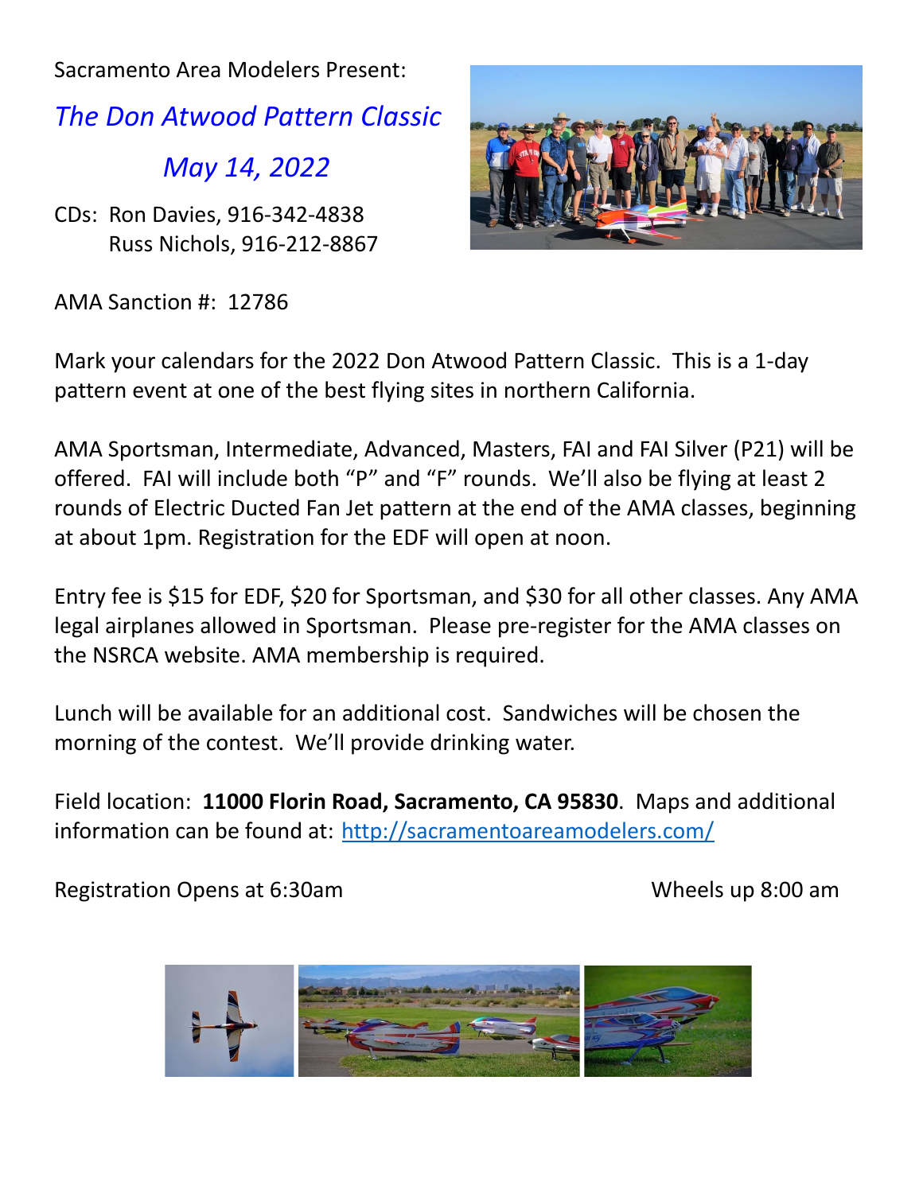Sacramento Area Modelers Present:

# *The Don Atwood Pattern Classic*

## *May 14, 2022*

CDs: Ron Davies, 916-342-4838
Russ Nichols, 916-212-8867

AMA Sanction #: 12786

Mark your calendars for the 2022 Don Atwood Pattern Classic. This is a 1-day pattern event at one of the best flying sites in northern California.

AMA Sportsman, Intermediate, Advanced, Masters, FAI and FAI Silver (P21) will be offered. FAI will include both "P" and "F" rounds. We'll also be flying at least 2 rounds of Electric Ducted Fan Jet pattern at the end of the AMA classes, beginning at about 1pm. Registration for the EDF will open at noon.

Entry fee is $15 for EDF, $20 for Sportsman, and $30 for all other classes. Any AMA legal airplanes allowed in Sportsman. Please pre-register for the AMA classes on the NSRCA website. AMA membership is required.

Lunch will be available for an additional cost. Sandwiches will be chosen the morning of the contest. We'll provide drinking water.

Field location: **11000 Florin Road, Sacramento, CA 95830**. Maps and additional information can be found at: http://sacramentoareamodelers.com/

Registration Opens at 6:30am

Wheels up 8:00 am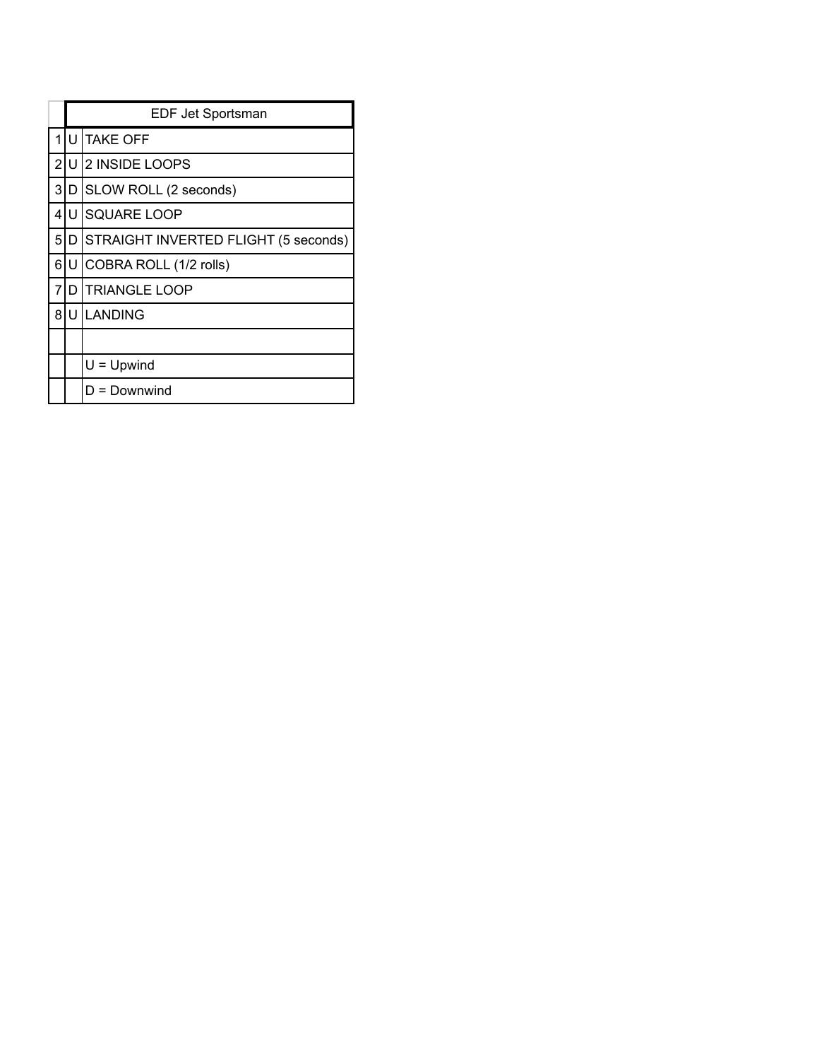| | | EDF Jet Sportsman |
|---|---|---|
| 1 | U | TAKE OFF |
| 2 | U | 2 INSIDE LOOPS |
| 3 | D | SLOW ROLL (2 seconds) |
| 4 | U | SQUARE LOOP |
| 5 | D | STRAIGHT INVERTED FLIGHT (5 seconds) |
| 6 | U | COBRA ROLL (1/2 rolls) |
| 7 | D | TRIANGLE LOOP |
| 8 | U | LANDING |
| | | |
| | | U = Upwind |
| | | D = Downwind |